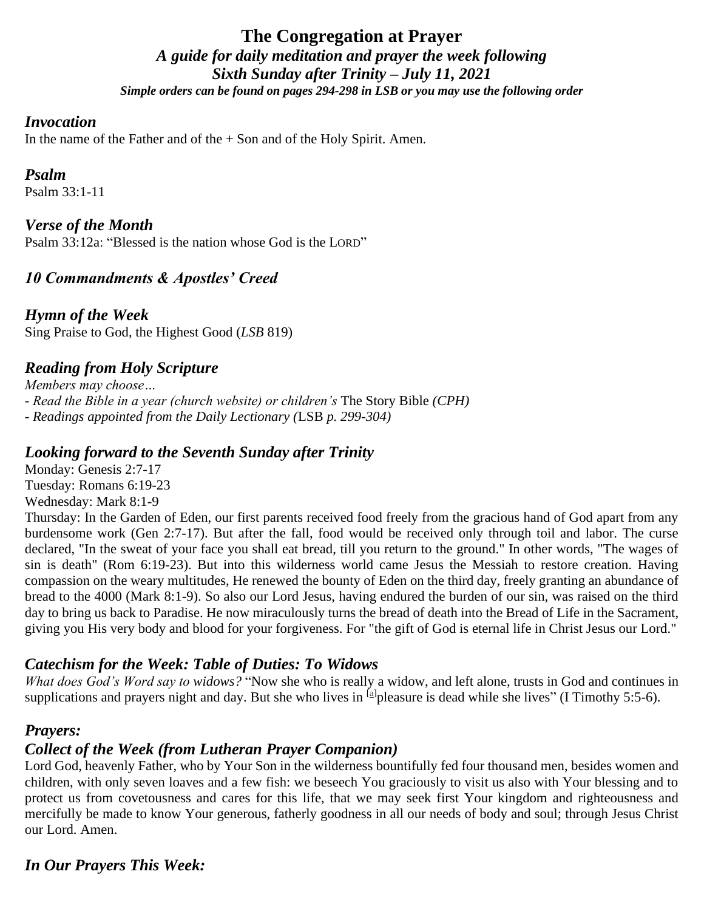# The Congregation at Prayer

***A guide for daily meditation and prayer the week following***

***Sixth Sunday after Trinity – July 11, 2021***

***Simple orders can be found on pages 294-298 in LSB or you may use the following order***

## *Invocation*

In the name of the Father and of the + Son and of the Holy Spirit. Amen.

## *Psalm*

Psalm 33:1-11

## *Verse of the Month*

Psalm 33:12a: "Blessed is the nation whose God is the LORD"

## *10 Commandments & Apostles' Creed*

## *Hymn of the Week*

Sing Praise to God, the Highest Good (*LSB* 819)

## *Reading from Holy Scripture*

*Members may choose…*

*- Read the Bible in a year (church website) or children's* The Story Bible *(CPH)*

*- Readings appointed from the Daily Lectionary (*LSB *p. 299-304)*

## *Looking forward to the Seventh Sunday after Trinity*

Monday: Genesis 2:7-17

Tuesday: Romans 6:19-23

Wednesday: Mark 8:1-9

Thursday: In the Garden of Eden, our first parents received food freely from the gracious hand of God apart from any burdensome work (Gen 2:7-17). But after the fall, food would be received only through toil and labor. The curse declared, "In the sweat of your face you shall eat bread, till you return to the ground." In other words, "The wages of sin is death" (Rom 6:19-23). But into this wilderness world came Jesus the Messiah to restore creation. Having compassion on the weary multitudes, He renewed the bounty of Eden on the third day, freely granting an abundance of bread to the 4000 (Mark 8:1-9). So also our Lord Jesus, having endured the burden of our sin, was raised on the third day to bring us back to Paradise. He now miraculously turns the bread of death into the Bread of Life in the Sacrament, giving you His very body and blood for your forgiveness. For "the gift of God is eternal life in Christ Jesus our Lord."

## *Catechism for the Week: Table of Duties: To Widows*

*What does God's Word say to widows?* "Now she who is really a widow, and left alone, trusts in God and continues in supplications and prayers night and day. But she who lives in [a]pleasure is dead while she lives" (I Timothy 5:5-6).

## *Prayers:*

## *Collect of the Week (from Lutheran Prayer Companion)*

Lord God, heavenly Father, who by Your Son in the wilderness bountifully fed four thousand men, besides women and children, with only seven loaves and a few fish: we beseech You graciously to visit us also with Your blessing and to protect us from covetousness and cares for this life, that we may seek first Your kingdom and righteousness and mercifully be made to know Your generous, fatherly goodness in all our needs of body and soul; through Jesus Christ our Lord. Amen.

## *In Our Prayers This Week:*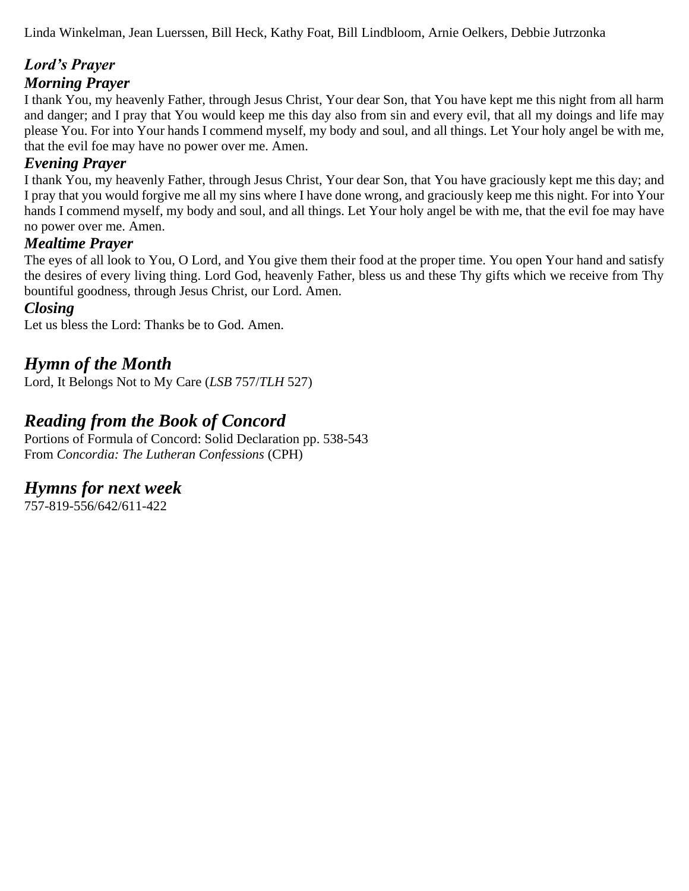Linda Winkelman, Jean Luerssen, Bill Heck, Kathy Foat, Bill Lindbloom, Arnie Oelkers, Debbie Jutrzonka

### *Lord's Prayer*

### *Morning Prayer*

I thank You, my heavenly Father, through Jesus Christ, Your dear Son, that You have kept me this night from all harm and danger; and I pray that You would keep me this day also from sin and every evil, that all my doings and life may please You. For into Your hands I commend myself, my body and soul, and all things. Let Your holy angel be with me, that the evil foe may have no power over me. Amen.

### *Evening Prayer*

I thank You, my heavenly Father, through Jesus Christ, Your dear Son, that You have graciously kept me this day; and I pray that you would forgive me all my sins where I have done wrong, and graciously keep me this night. For into Your hands I commend myself, my body and soul, and all things. Let Your holy angel be with me, that the evil foe may have no power over me. Amen.

### *Mealtime Prayer*

The eyes of all look to You, O Lord, and You give them their food at the proper time. You open Your hand and satisfy the desires of every living thing. Lord God, heavenly Father, bless us and these Thy gifts which we receive from Thy bountiful goodness, through Jesus Christ, our Lord. Amen.

### *Closing*

Let us bless the Lord: Thanks be to God. Amen.

## *Hymn of the Month*

Lord, It Belongs Not to My Care (*LSB* 757/*TLH* 527)

## *Reading from the Book of Concord*

Portions of Formula of Concord: Solid Declaration pp. 538-543
From *Concordia: The Lutheran Confessions* (CPH)

## *Hymns for next week*

757-819-556/642/611-422